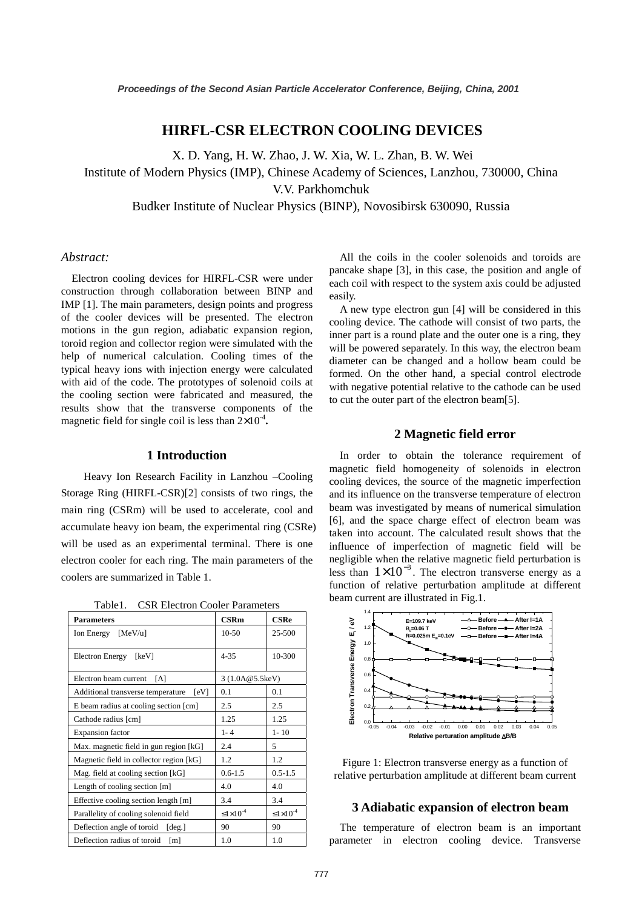# HIRFL-CSR ELECTRON COOLING DEVICES

X. D. Yang, H. W. Zhao, J. W. Xia, W. L. Zhan, B. W. Wei
Institute of Modern Physics (IMP), Chinese Academy of Sciences, Lanzhou, 730000, China
V.V. Parkhomchuk
Budker Institute of Nuclear Physics (BINP), Novosibirsk 630090, Russia

*Abstract:*

Electron cooling devices for HIRFL-CSR were under construction through collaboration between BINP and IMP [1]. The main parameters, design points and progress of the cooler devices will be presented. The electron motions in the gun region, adiabatic expansion region, toroid region and collector region were simulated with the help of numerical calculation. Cooling times of the typical heavy ions with injection energy were calculated with aid of the code. The prototypes of solenoid coils at the cooling section were fabricated and measured, the results show that the transverse components of the magnetic field for single coil is less than $2\times10^{-4}$.

## 1 Introduction

Heavy Ion Research Facility in Lanzhou –Cooling Storage Ring (HIRFL-CSR)[2] consists of two rings, the main ring (CSRm) will be used to accelerate, cool and accumulate heavy ion beam, the experimental ring (CSRe) will be used as an experimental terminal. There is one electron cooler for each ring. The main parameters of the coolers are summarized in Table 1.

Table1. CSR Electron Cooler Parameters

| Parameters | CSRm | CSRe |
|---|---|---|
| Ion Energy [MeV/u] | 10-50 | 25-500 |
| Electron Energy [keV] | 4-35 | 10-300 |
| Electron beam current [A] | 3 (1.0A@5.5keV) | |
| Additional transverse temperature [eV] | 0.1 | 0.1 |
| E beam radius at cooling section [cm] | 2.5 | 2.5 |
| Cathode radius [cm] | 1.25 | 1.25 |
| Expansion factor | 1- 4 | 1- 10 |
| Max. magnetic field in gun region [kG] | 2.4 | 5 |
| Magnetic field in collector region [kG] | 1.2 | 1.2 |
| Mag. field at cooling section [kG] | 0.6-1.5 | 0.5-1.5 |
| Length of cooling section [m] | 4.0 | 4.0 |
| Effective cooling section length [m] | 3.4 | 3.4 |
| Parallelity of cooling solenoid field | $\le1\times10^{-4}$ | $\le1\times10^{-4}$ |
| Deflection angle of toroid [deg.] | 90 | 90 |
| Deflection radius of toroid [m] | 1.0 | 1.0 |

All the coils in the cooler solenoids and toroids are pancake shape [3], in this case, the position and angle of each coil with respect to the system axis could be adjusted easily.

A new type electron gun [4] will be considered in this cooling device. The cathode will consist of two parts, the inner part is a round plate and the outer one is a ring, they will be powered separately. In this way, the electron beam diameter can be changed and a hollow beam could be formed. On the other hand, a special control electrode with negative potential relative to the cathode can be used to cut the outer part of the electron beam[5].

## 2 Magnetic field error

In order to obtain the tolerance requirement of magnetic field homogeneity of solenoids in electron cooling devices, the source of the magnetic imperfection and its influence on the transverse temperature of electron beam was investigated by means of numerical simulation [6], and the space charge effect of electron beam was taken into account. The calculated result shows that the influence of imperfection of magnetic field will be negligible when the relative magnetic field perturbation is less than $1\times10^{-3}$. The electron transverse energy as a function of relative perturbation amplitude at different beam current are illustrated in Fig.1.

Figure 1: Electron transverse energy as a function of relative perturbation amplitude at different beam current

## 3 Adiabatic expansion of electron beam

The temperature of electron beam is an important parameter in electron cooling device. Transverse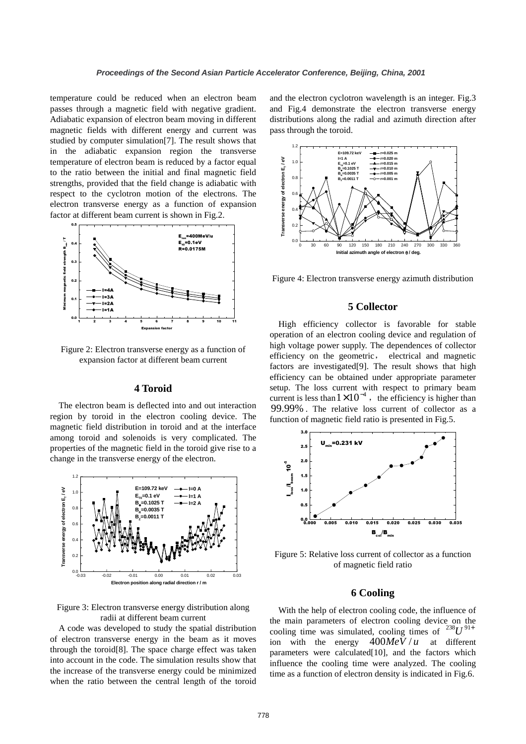temperature could be reduced when an electron beam passes through a magnetic field with negative gradient. Adiabatic expansion of electron beam moving in different magnetic fields with different energy and current was studied by computer simulation[7]. The result shows that in the adiabatic expansion region the transverse temperature of electron beam is reduced by a factor equal to the ratio between the initial and final magnetic field strengths, provided that the field change is adiabatic with respect to the cyclotron motion of the electrons. The electron transverse energy as a function of expansion factor at different beam current is shown in Fig.2.

Figure 2: Electron transverse energy as a function of expansion factor at different beam current

## 4 Toroid

The electron beam is deflected into and out interaction region by toroid in the electron cooling device. The magnetic field distribution in toroid and at the interface among toroid and solenoids is very complicated. The properties of the magnetic field in the toroid give rise to a change in the transverse energy of the electron.

Figure 3: Electron transverse energy distribution along radii at different beam current

A code was developed to study the spatial distribution of electron transverse energy in the beam as it moves through the toroid[8]. The space charge effect was taken into account in the code. The simulation results show that the increase of the transverse energy could be minimized when the ratio between the central length of the toroid and the electron cyclotron wavelength is an integer. Fig.3 and Fig.4 demonstrate the electron transverse energy distributions along the radial and azimuth direction after pass through the toroid.

Figure 4: Electron transverse energy azimuth distribution

## 5 Collector

High efficiency collector is favorable for stable operation of an electron cooling device and regulation of high voltage power supply. The dependences of collector efficiency on the geometric， electrical and magnetic factors are investigated[9]. The result shows that high efficiency can be obtained under appropriate parameter setup. The loss current with respect to primary beam current is less than $1\times10^{-4}$， the efficiency is higher than 99.99%. The relative loss current of collector as a function of magnetic field ratio is presented in Fig.5.

Figure 5: Relative loss current of collector as a function of magnetic field ratio

## 6 Cooling

With the help of electron cooling code, the influence of the main parameters of electron cooling device on the cooling time was simulated, cooling times of $^{238}U^{91+}$ ion with the energy $400MeV/u$ at different parameters were calculated[10], and the factors which influence the cooling time were analyzed. The cooling time as a function of electron density is indicated in Fig.6.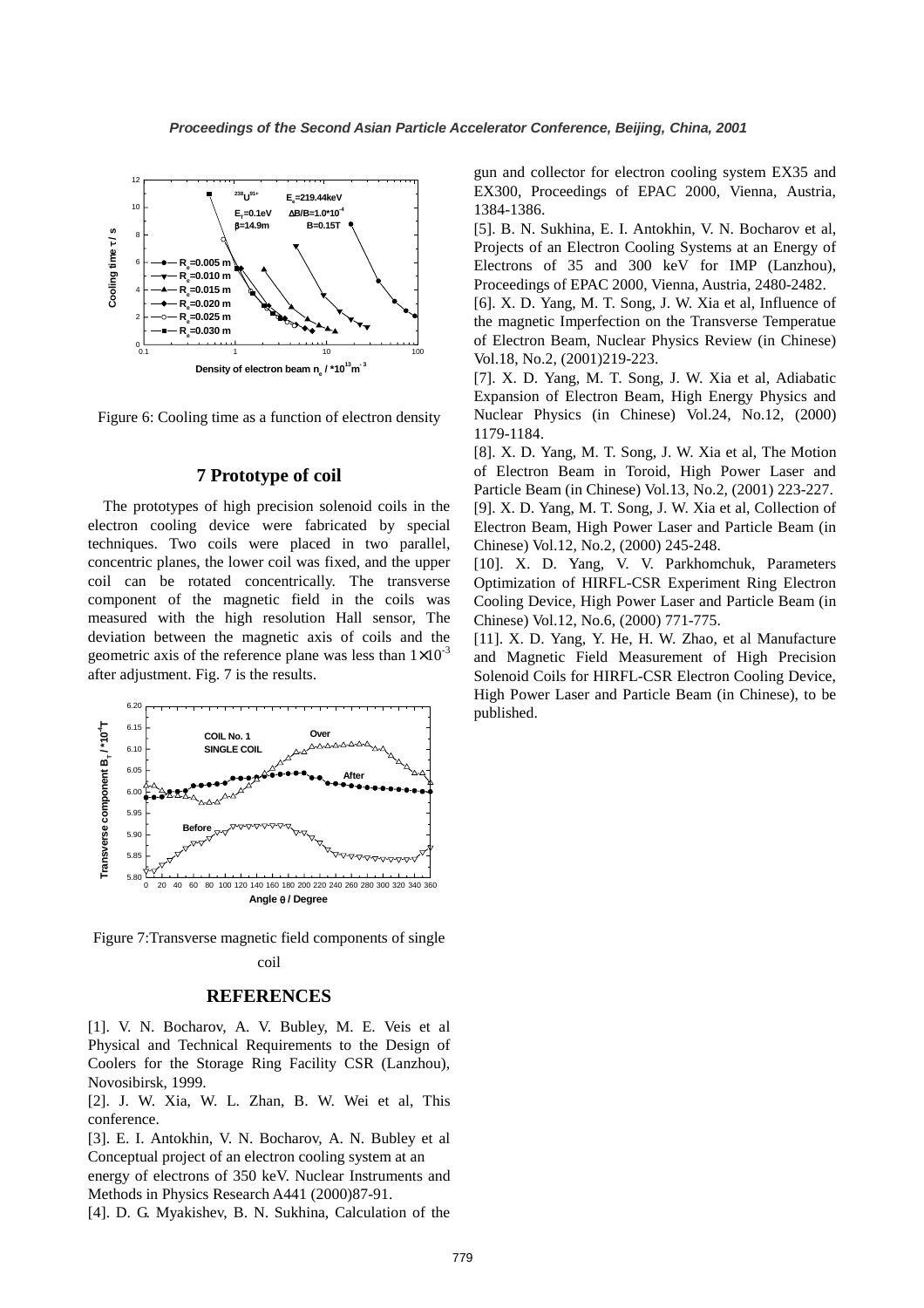Cooling time τ / s

12
10
8
6
4
2
0

0.1
1
10
100

Density of electron beam $n_e$ / $*10^{13}m^{-3}$

$^{238}U^{91+}$ $E_e$=219.44keV
$E_T$=0.1eV $\Delta B/B$=1.0*$10^{-4}$
β=14.9m B=0.15T

$R_e$=0.005 m
$R_e$=0.010 m
$R_e$=0.015 m
$R_e$=0.020 m
$R_e$=0.025 m
$R_e$=0.030 m

Figure 6: Cooling time as a function of electron density

## 7 Prototype of coil

The prototypes of high precision solenoid coils in the electron cooling device were fabricated by special techniques. Two coils were placed in two parallel, concentric planes, the lower coil was fixed, and the upper coil can be rotated concentrically. The transverse component of the magnetic field in the coils was measured with the high resolution Hall sensor, The deviation between the magnetic axis of coils and the geometric axis of the reference plane was less than $1\times10^{-3}$ after adjustment. Fig. 7 is the results.

Transverse component $B_T$ / $*10^{-4}$T

6.20
6.15
6.10
6.05
6.00
5.95
5.90
5.85
5.80

0 20 40 60 80 100 120 140 160 180 200 220 240 260 280 300 320 340 360

Angle θ / Degree

COIL No. 1
SINGLE COIL

Over
After
Before

Figure 7:Transverse magnetic field components of single coil

## REFERENCES

[1]. V. N. Bocharov, A. V. Bubley, M. E. Veis et al Physical and Technical Requirements to the Design of Coolers for the Storage Ring Facility CSR (Lanzhou), Novosibirsk, 1999.

[2]. J. W. Xia, W. L. Zhan, B. W. Wei et al, This conference.

[3]. E. I. Antokhin, V. N. Bocharov, A. N. Bubley et al Conceptual project of an electron cooling system at an energy of electrons of 350 keV. Nuclear Instruments and Methods in Physics Research A441 (2000)87-91.

[4]. D. G. Myakishev, B. N. Sukhina, Calculation of the gun and collector for electron cooling system EX35 and EX300, Proceedings of EPAC 2000, Vienna, Austria, 1384-1386.

[5]. B. N. Sukhina, E. I. Antokhin, V. N. Bocharov et al, Projects of an Electron Cooling Systems at an Energy of Electrons of 35 and 300 keV for IMP (Lanzhou), Proceedings of EPAC 2000, Vienna, Austria, 2480-2482.

[6]. X. D. Yang, M. T. Song, J. W. Xia et al, Influence of the magnetic Imperfection on the Transverse Temperatue of Electron Beam, Nuclear Physics Review (in Chinese) Vol.18, No.2, (2001)219-223.

[7]. X. D. Yang, M. T. Song, J. W. Xia et al, Adiabatic Expansion of Electron Beam, High Energy Physics and Nuclear Physics (in Chinese) Vol.24, No.12, (2000) 1179-1184.

[8]. X. D. Yang, M. T. Song, J. W. Xia et al, The Motion of Electron Beam in Toroid, High Power Laser and Particle Beam (in Chinese) Vol.13, No.2, (2001) 223-227.

[9]. X. D. Yang, M. T. Song, J. W. Xia et al, Collection of Electron Beam, High Power Laser and Particle Beam (in Chinese) Vol.12, No.2, (2000) 245-248.

[10]. X. D. Yang, V. V. Parkhomchuk, Parameters Optimization of HIRFL-CSR Experiment Ring Electron Cooling Device, High Power Laser and Particle Beam (in Chinese) Vol.12, No.6, (2000) 771-775.

[11]. X. D. Yang, Y. He, H. W. Zhao, et al Manufacture and Magnetic Field Measurement of High Precision Solenoid Coils for HIRFL-CSR Electron Cooling Device, High Power Laser and Particle Beam (in Chinese), to be published.